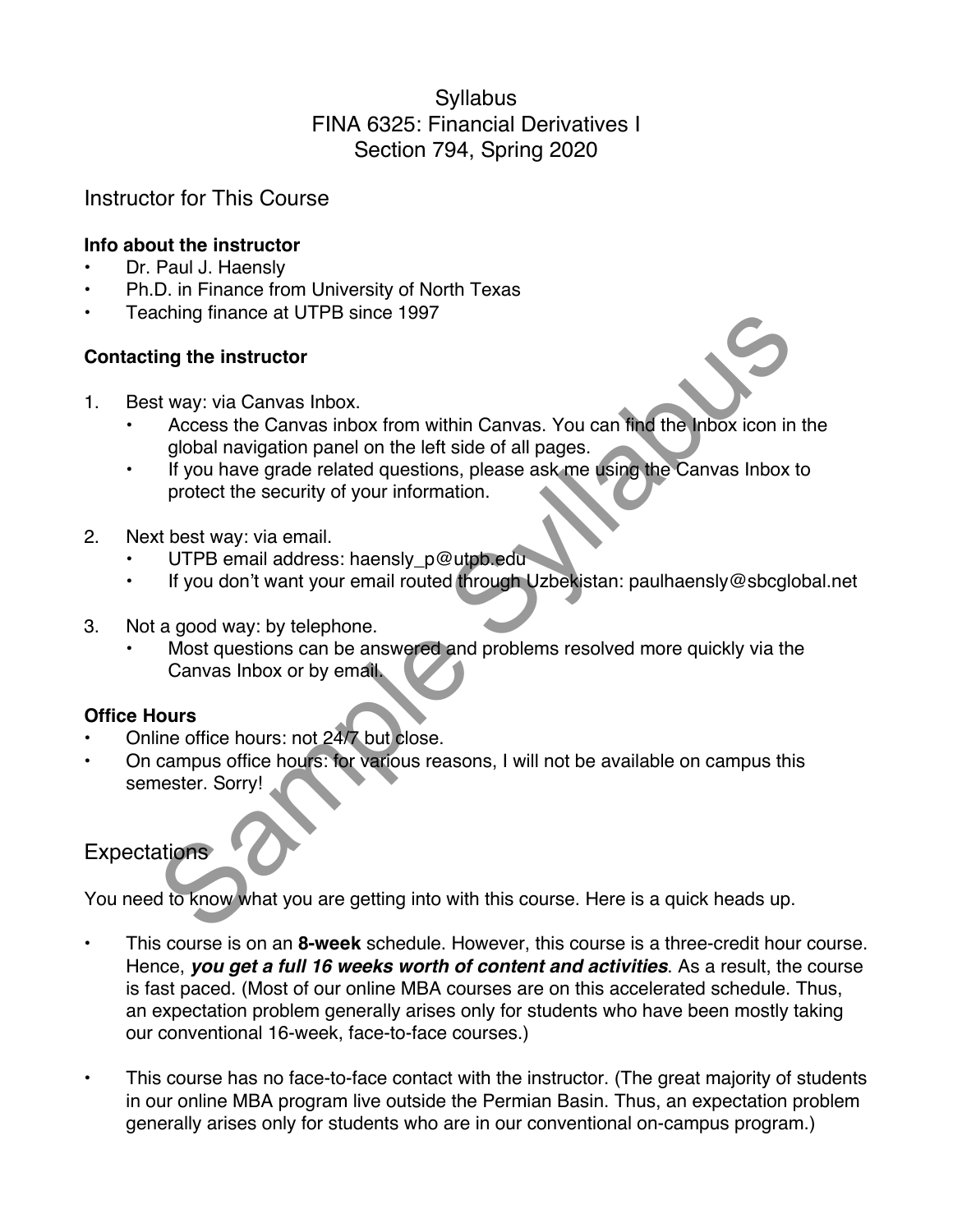# Syllabus
# FINA 6325: Financial Derivatives I
# Section 794, Spring 2020

## Instructor for This Course

### Info about the instructor

- Dr. Paul J. Haensly
- Ph.D. in Finance from University of North Texas
- Teaching finance at UTPB since 1997

### Contacting the instructor

1. Best way: via Canvas Inbox.
    - Access the Canvas inbox from within Canvas. You can find the Inbox icon in the global navigation panel on the left side of all pages.
    - If you have grade related questions, please ask me using the Canvas Inbox to protect the security of your information.
2. Next best way: via email.
    - UTPB email address: haensly_p@utpb.edu
    - If you don't want your email routed through Uzbekistan: paulhaensly@sbcglobal.net
3. Not a good way: by telephone.
    - Most questions can be answered and problems resolved more quickly via the Canvas Inbox or by email.

### Office Hours

- Online office hours: not 24/7 but close.
- On campus office hours: for various reasons, I will not be available on campus this semester. Sorry!

## Expectations

You need to know what you are getting into with this course. Here is a quick heads up.

- This course is on an **8-week** schedule. However, this course is a three-credit hour course. Hence, ***you get a full 16 weeks worth of content and activities***. As a result, the course is fast paced. (Most of our online MBA courses are on this accelerated schedule. Thus, an expectation problem generally arises only for students who have been mostly taking our conventional 16-week, face-to-face courses.)
- This course has no face-to-face contact with the instructor. (The great majority of students in our online MBA program live outside the Permian Basin. Thus, an expectation problem generally arises only for students who are in our conventional on-campus program.)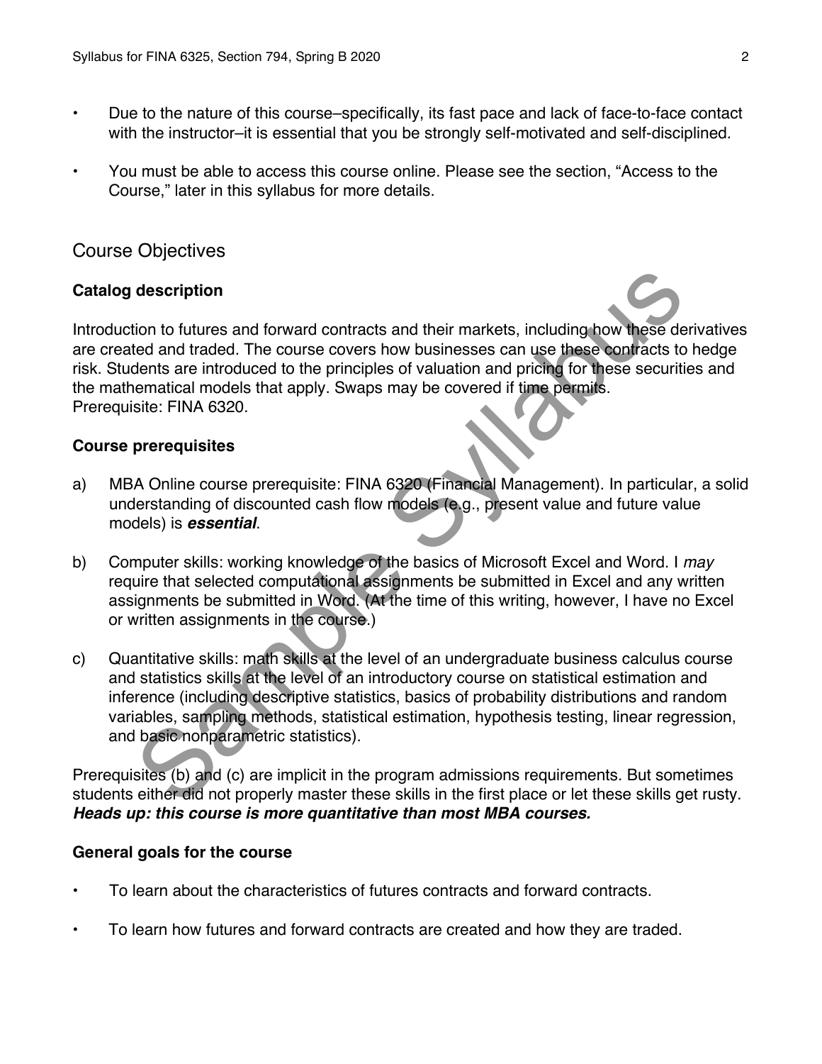- Due to the nature of this course–specifically, its fast pace and lack of face-to-face contact with the instructor–it is essential that you be strongly self-motivated and self-disciplined.

- You must be able to access this course online. Please see the section, "Access to the Course," later in this syllabus for more details.

## Course Objectives

### Catalog description

Introduction to futures and forward contracts and their markets, including how these derivatives are created and traded. The course covers how businesses can use these contracts to hedge risk. Students are introduced to the principles of valuation and pricing for these securities and the mathematical models that apply. Swaps may be covered if time permits.
Prerequisite: FINA 6320.

### Course prerequisites

a) MBA Online course prerequisite: FINA 6320 (Financial Management). In particular, a solid understanding of discounted cash flow models (e.g., present value and future value models) is ***essential***.

b) Computer skills: working knowledge of the basics of Microsoft Excel and Word. I *may* require that selected computational assignments be submitted in Excel and any written assignments be submitted in Word. (At the time of this writing, however, I have no Excel or written assignments in the course.)

c) Quantitative skills: math skills at the level of an undergraduate business calculus course and statistics skills at the level of an introductory course on statistical estimation and inference (including descriptive statistics, basics of probability distributions and random variables, sampling methods, statistical estimation, hypothesis testing, linear regression, and basic nonparametric statistics).

Prerequisites (b) and (c) are implicit in the program admissions requirements. But sometimes students either did not properly master these skills in the first place or let these skills get rusty. ***Heads up: this course is more quantitative than most MBA courses.***

### General goals for the course

- To learn about the characteristics of futures contracts and forward contracts.

- To learn how futures and forward contracts are created and how they are traded.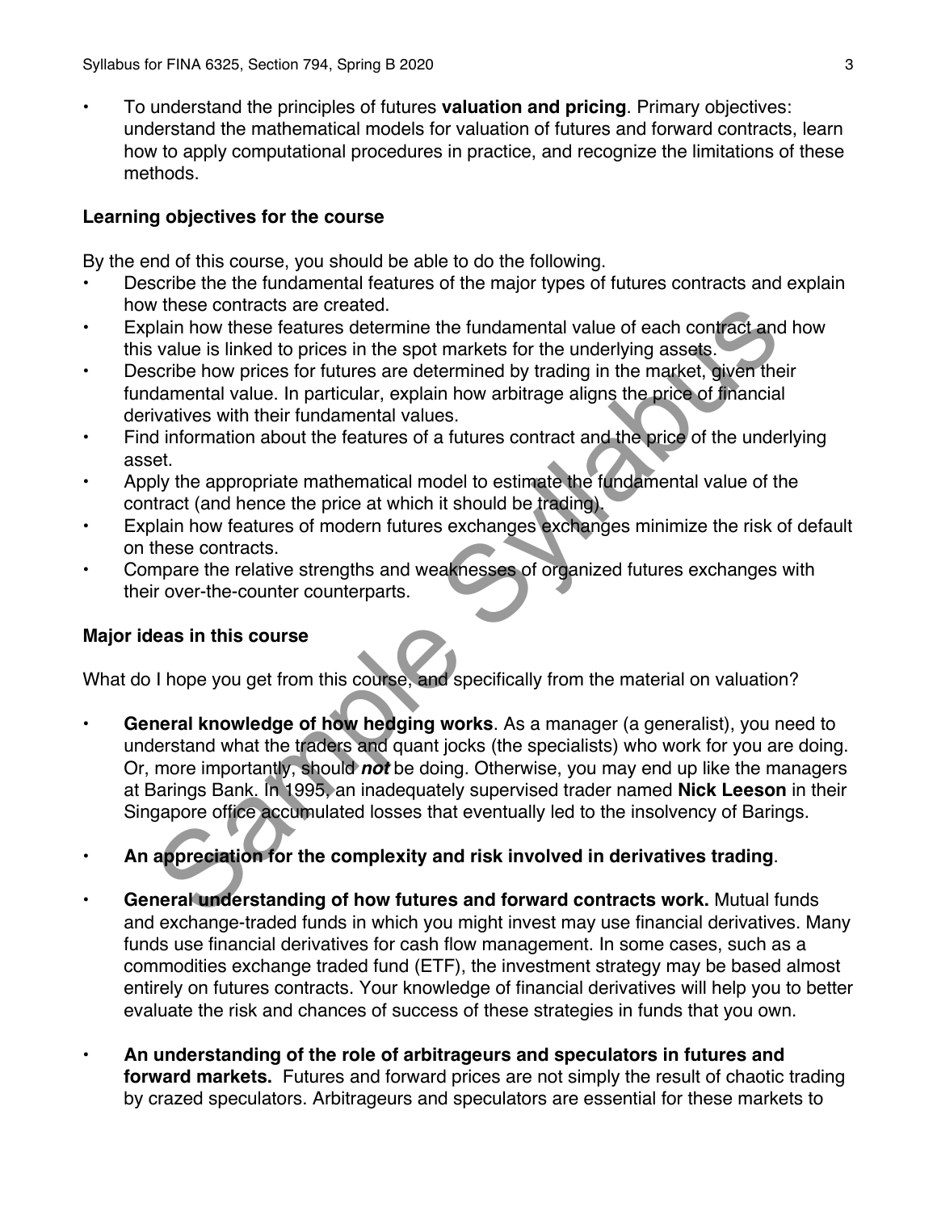- To understand the principles of futures **valuation and pricing**. Primary objectives: understand the mathematical models for valuation of futures and forward contracts, learn how to apply computational procedures in practice, and recognize the limitations of these methods.

### Learning objectives for the course

By the end of this course, you should be able to do the following.

- Describe the the fundamental features of the major types of futures contracts and explain how these contracts are created.
- Explain how these features determine the fundamental value of each contract and how this value is linked to prices in the spot markets for the underlying assets.
- Describe how prices for futures are determined by trading in the market, given their fundamental value. In particular, explain how arbitrage aligns the price of financial derivatives with their fundamental values.
- Find information about the features of a futures contract and the price of the underlying asset.
- Apply the appropriate mathematical model to estimate the fundamental value of the contract (and hence the price at which it should be trading).
- Explain how features of modern futures exchanges exchanges minimize the risk of default on these contracts.
- Compare the relative strengths and weaknesses of organized futures exchanges with their over-the-counter counterparts.

### Major ideas in this course

What do I hope you get from this course, and specifically from the material on valuation?

- **General knowledge of how hedging works**. As a manager (a generalist), you need to understand what the traders and quant jocks (the specialists) who work for you are doing. Or, more importantly, should ***not*** be doing. Otherwise, you may end up like the managers at Barings Bank. In 1995, an inadequately supervised trader named **Nick Leeson** in their Singapore office accumulated losses that eventually led to the insolvency of Barings.

- **An appreciation for the complexity and risk involved in derivatives trading**.

- **General understanding of how futures and forward contracts work.** Mutual funds and exchange-traded funds in which you might invest may use financial derivatives. Many funds use financial derivatives for cash flow management. In some cases, such as a commodities exchange traded fund (ETF), the investment strategy may be based almost entirely on futures contracts. Your knowledge of financial derivatives will help you to better evaluate the risk and chances of success of these strategies in funds that you own.

- **An understanding of the role of arbitrageurs and speculators in futures and forward markets.** Futures and forward prices are not simply the result of chaotic trading by crazed speculators. Arbitrageurs and speculators are essential for these markets to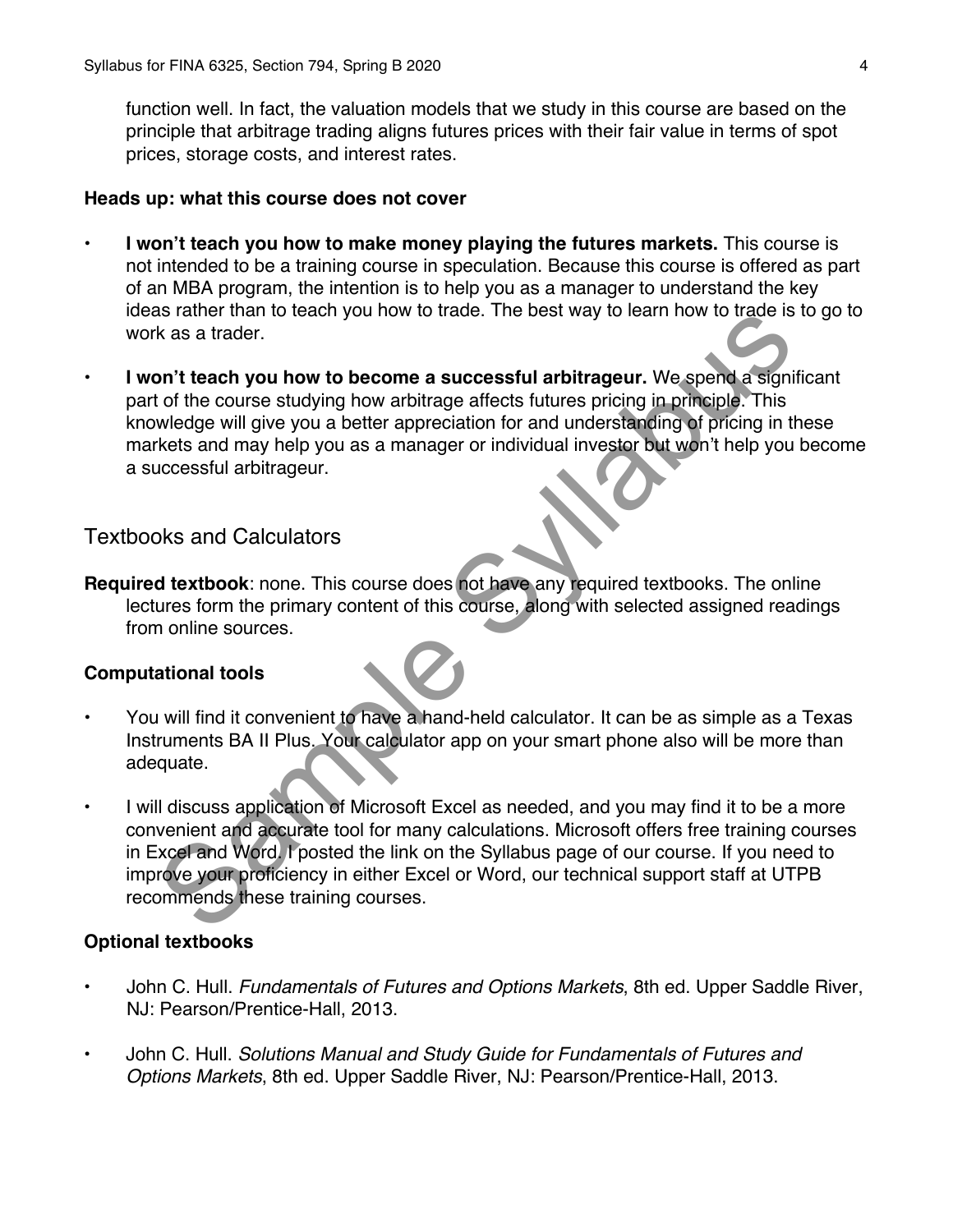function well. In fact, the valuation models that we study in this course are based on the principle that arbitrage trading aligns futures prices with their fair value in terms of spot prices, storage costs, and interest rates.

**Heads up: what this course does not cover**

- **I won't teach you how to make money playing the futures markets.** This course is not intended to be a training course in speculation. Because this course is offered as part of an MBA program, the intention is to help you as a manager to understand the key ideas rather than to teach you how to trade. The best way to learn how to trade is to go to work as a trader.
- **I won't teach you how to become a successful arbitrageur.** We spend a significant part of the course studying how arbitrage affects futures pricing in principle. This knowledge will give you a better appreciation for and understanding of pricing in these markets and may help you as a manager or individual investor but won't help you become a successful arbitrageur.

## Textbooks and Calculators

**Required textbook**: none. This course does not have any required textbooks. The online lectures form the primary content of this course, along with selected assigned readings from online sources.

**Computational tools**

- You will find it convenient to have a hand-held calculator. It can be as simple as a Texas Instruments BA II Plus. Your calculator app on your smart phone also will be more than adequate.
- I will discuss application of Microsoft Excel as needed, and you may find it to be a more convenient and accurate tool for many calculations. Microsoft offers free training courses in Excel and Word. I posted the link on the Syllabus page of our course. If you need to improve your proficiency in either Excel or Word, our technical support staff at UTPB recommends these training courses.

**Optional textbooks**

- John C. Hull. *Fundamentals of Futures and Options Markets*, 8th ed. Upper Saddle River, NJ: Pearson/Prentice-Hall, 2013.
- John C. Hull. *Solutions Manual and Study Guide for Fundamentals of Futures and Options Markets*, 8th ed. Upper Saddle River, NJ: Pearson/Prentice-Hall, 2013.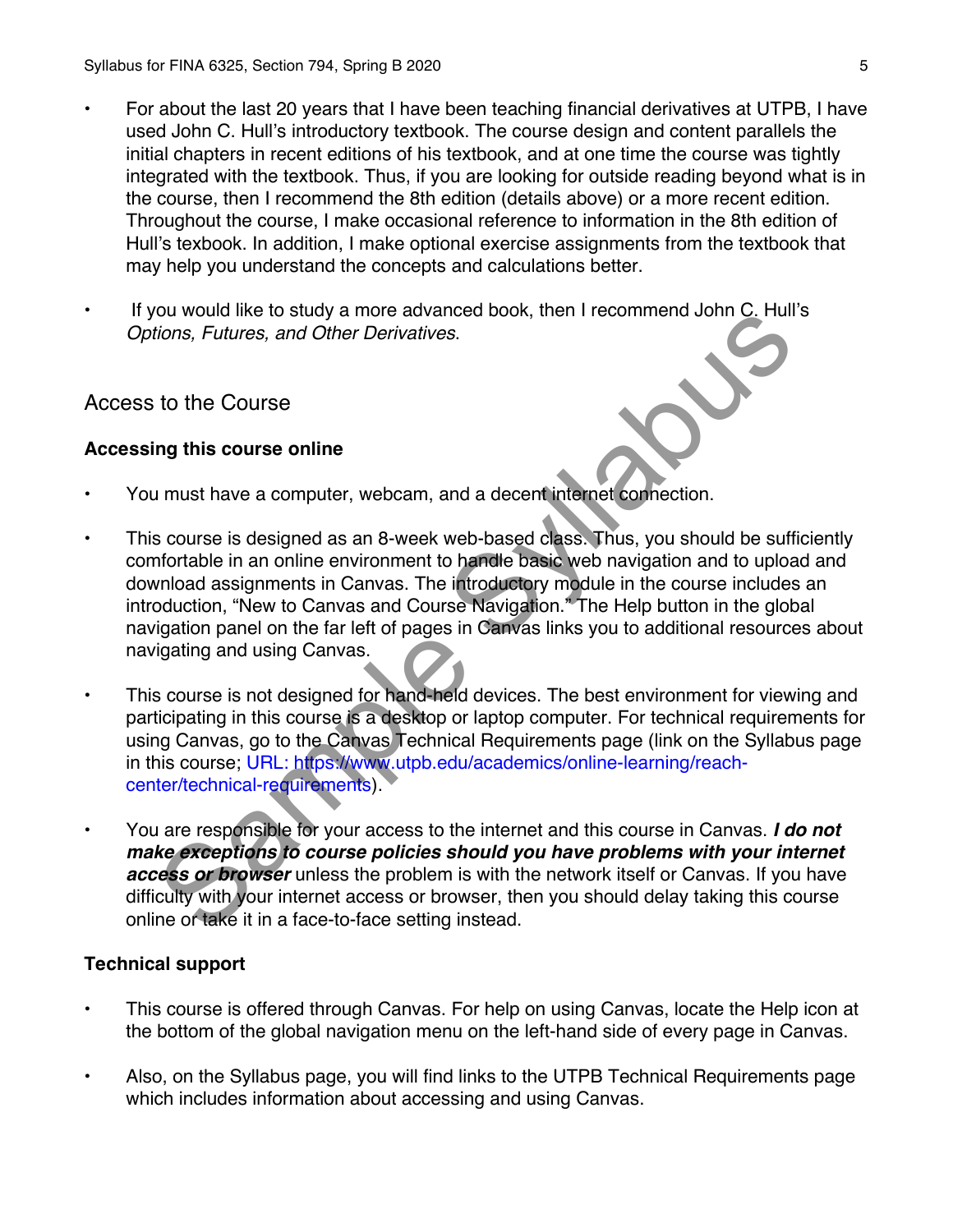- For about the last 20 years that I have been teaching financial derivatives at UTPB, I have used John C. Hull's introductory textbook. The course design and content parallels the initial chapters in recent editions of his textbook, and at one time the course was tightly integrated with the textbook. Thus, if you are looking for outside reading beyond what is in the course, then I recommend the 8th edition (details above) or a more recent edition. Throughout the course, I make occasional reference to information in the 8th edition of Hull's texbook. In addition, I make optional exercise assignments from the textbook that may help you understand the concepts and calculations better.

- If you would like to study a more advanced book, then I recommend John C. Hull's *Options, Futures, and Other Derivatives*.

## Access to the Course

### Accessing this course online

- You must have a computer, webcam, and a decent internet connection.

- This course is designed as an 8-week web-based class. Thus, you should be sufficiently comfortable in an online environment to handle basic web navigation and to upload and download assignments in Canvas. The introductory module in the course includes an introduction, "New to Canvas and Course Navigation." The Help button in the global navigation panel on the far left of pages in Canvas links you to additional resources about navigating and using Canvas.

- This course is not designed for hand-held devices. The best environment for viewing and participating in this course is a desktop or laptop computer. For technical requirements for using Canvas, go to the Canvas Technical Requirements page (link on the Syllabus page in this course; URL: https://www.utpb.edu/academics/online-learning/reach-center/technical-requirements).

- You are responsible for your access to the internet and this course in Canvas. ***I do not make exceptions to course policies should you have problems with your internet access or browser*** unless the problem is with the network itself or Canvas. If you have difficulty with your internet access or browser, then you should delay taking this course online or take it in a face-to-face setting instead.

### Technical support

- This course is offered through Canvas. For help on using Canvas, locate the Help icon at the bottom of the global navigation menu on the left-hand side of every page in Canvas.

- Also, on the Syllabus page, you will find links to the UTPB Technical Requirements page which includes information about accessing and using Canvas.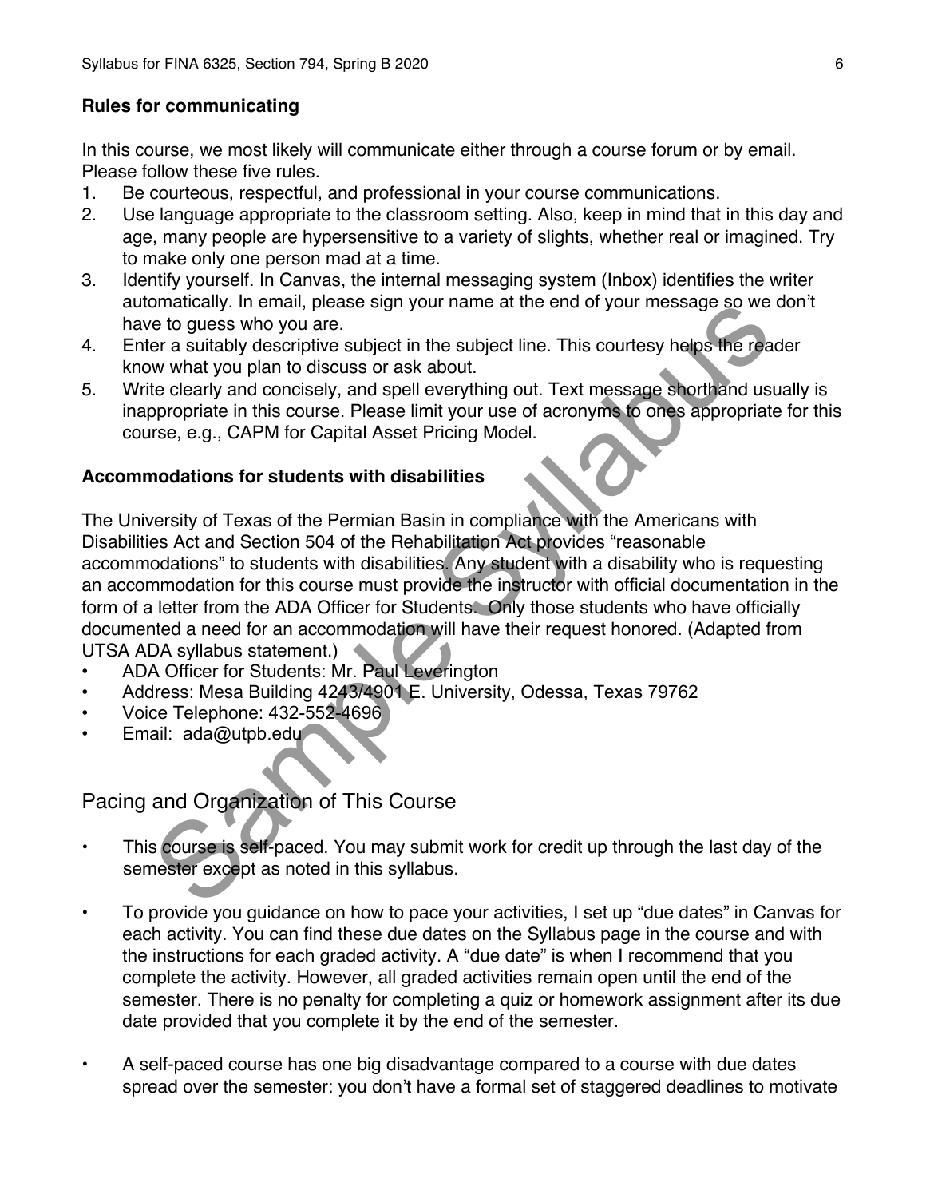### Rules for communicating

In this course, we most likely will communicate either through a course forum or by email. Please follow these five rules.

1. Be courteous, respectful, and professional in your course communications.
2. Use language appropriate to the classroom setting. Also, keep in mind that in this day and age, many people are hypersensitive to a variety of slights, whether real or imagined. Try to make only one person mad at a time.
3. Identify yourself. In Canvas, the internal messaging system (Inbox) identifies the writer automatically. In email, please sign your name at the end of your message so we don't have to guess who you are.
4. Enter a suitably descriptive subject in the subject line. This courtesy helps the reader know what you plan to discuss or ask about.
5. Write clearly and concisely, and spell everything out. Text message shorthand usually is inappropriate in this course. Please limit your use of acronyms to ones appropriate for this course, e.g., CAPM for Capital Asset Pricing Model.

### Accommodations for students with disabilities

The University of Texas of the Permian Basin in compliance with the Americans with Disabilities Act and Section 504 of the Rehabilitation Act provides "reasonable accommodations" to students with disabilities. Any student with a disability who is requesting an accommodation for this course must provide the instructor with official documentation in the form of a letter from the ADA Officer for Students. Only those students who have officially documented a need for an accommodation will have their request honored. (Adapted from UTSA ADA syllabus statement.)

- ADA Officer for Students: Mr. Paul Leverington
- Address: Mesa Building 4243/4901 E. University, Odessa, Texas 79762
- Voice Telephone: 432-552-4696
- Email: ada@utpb.edu

## Pacing and Organization of This Course

- This course is self-paced. You may submit work for credit up through the last day of the semester except as noted in this syllabus.
- To provide you guidance on how to pace your activities, I set up "due dates" in Canvas for each activity. You can find these due dates on the Syllabus page in the course and with the instructions for each graded activity. A "due date" is when I recommend that you complete the activity. However, all graded activities remain open until the end of the semester. There is no penalty for completing a quiz or homework assignment after its due date provided that you complete it by the end of the semester.
- A self-paced course has one big disadvantage compared to a course with due dates spread over the semester: you don't have a formal set of staggered deadlines to motivate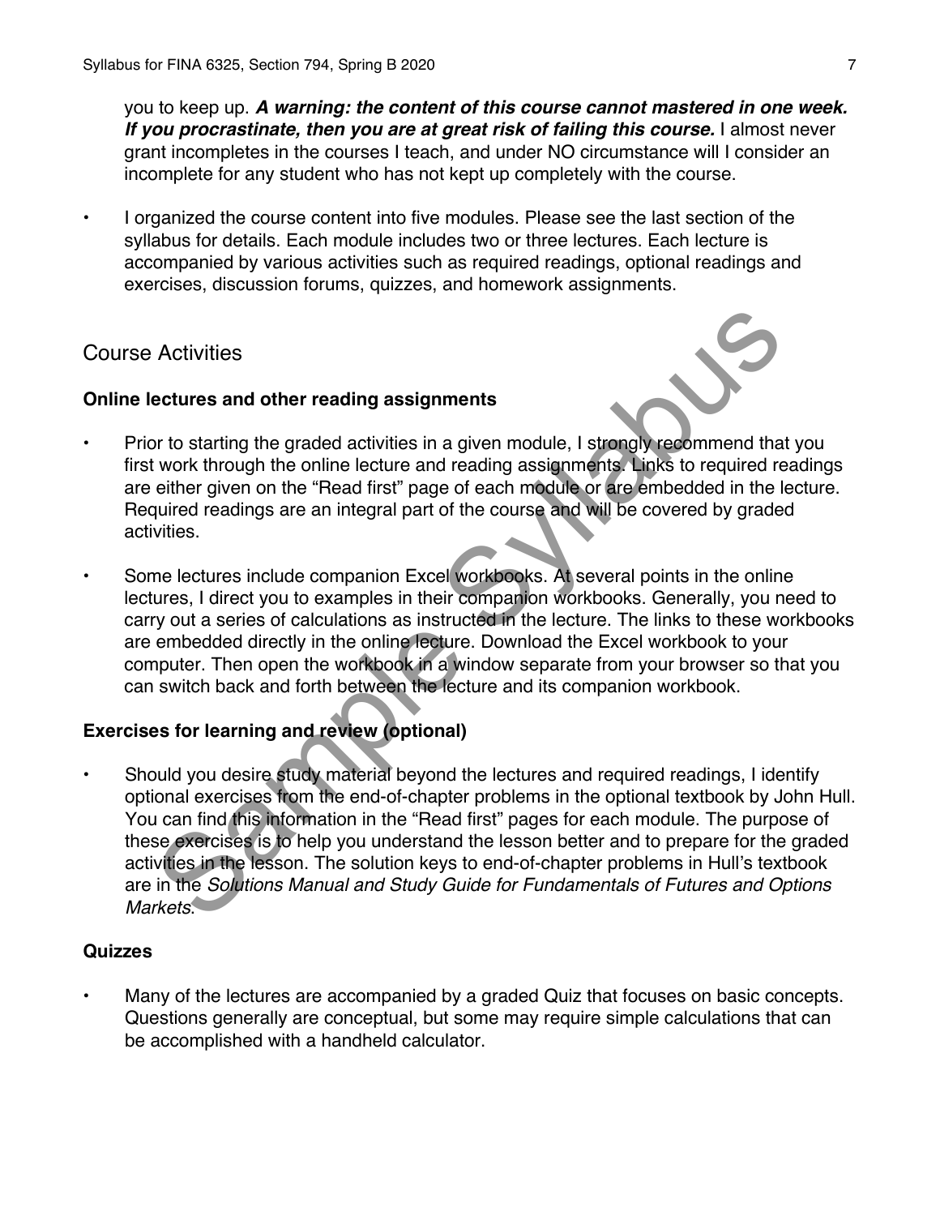you to keep up. ***A warning: the content of this course cannot mastered in one week. If you procrastinate, then you are at great risk of failing this course.*** I almost never grant incompletes in the courses I teach, and under NO circumstance will I consider an incomplete for any student who has not kept up completely with the course.

- I organized the course content into five modules. Please see the last section of the syllabus for details. Each module includes two or three lectures. Each lecture is accompanied by various activities such as required readings, optional readings and exercises, discussion forums, quizzes, and homework assignments.

## Course Activities

**Online lectures and other reading assignments**

- Prior to starting the graded activities in a given module, I strongly recommend that you first work through the online lecture and reading assignments. Links to required readings are either given on the "Read first" page of each module or are embedded in the lecture. Required readings are an integral part of the course and will be covered by graded activities.

- Some lectures include companion Excel workbooks. At several points in the online lectures, I direct you to examples in their companion workbooks. Generally, you need to carry out a series of calculations as instructed in the lecture. The links to these workbooks are embedded directly in the online lecture. Download the Excel workbook to your computer. Then open the workbook in a window separate from your browser so that you can switch back and forth between the lecture and its companion workbook.

**Exercises for learning and review (optional)**

- Should you desire study material beyond the lectures and required readings, I identify optional exercises from the end-of-chapter problems in the optional textbook by John Hull. You can find this information in the "Read first" pages for each module. The purpose of these exercises is to help you understand the lesson better and to prepare for the graded activities in the lesson. The solution keys to end-of-chapter problems in Hull's textbook are in the *Solutions Manual and Study Guide for Fundamentals of Futures and Options Markets*.

**Quizzes**

- Many of the lectures are accompanied by a graded Quiz that focuses on basic concepts. Questions generally are conceptual, but some may require simple calculations that can be accomplished with a handheld calculator.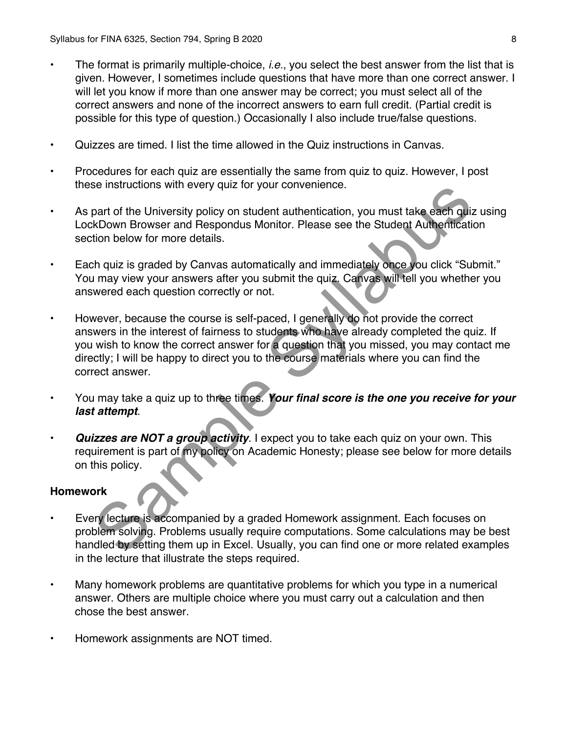- The format is primarily multiple-choice, *i.e.*, you select the best answer from the list that is given. However, I sometimes include questions that have more than one correct answer. I will let you know if more than one answer may be correct; you must select all of the correct answers and none of the incorrect answers to earn full credit. (Partial credit is possible for this type of question.) Occasionally I also include true/false questions.

- Quizzes are timed. I list the time allowed in the Quiz instructions in Canvas.

- Procedures for each quiz are essentially the same from quiz to quiz. However, I post these instructions with every quiz for your convenience.

- As part of the University policy on student authentication, you must take each quiz using LockDown Browser and Respondus Monitor. Please see the Student Authentication section below for more details.

- Each quiz is graded by Canvas automatically and immediately once you click "Submit." You may view your answers after you submit the quiz. Canvas will tell you whether you answered each question correctly or not.

- However, because the course is self-paced, I generally do not provide the correct answers in the interest of fairness to students who have already completed the quiz. If you wish to know the correct answer for a question that you missed, you may contact me directly; I will be happy to direct you to the course materials where you can find the correct answer.

- You may take a quiz up to three times. ***Your final score is the one you receive for your last attempt***.

- ***Quizzes are NOT a group activity***. I expect you to take each quiz on your own. This requirement is part of my policy on Academic Honesty; please see below for more details on this policy.

**Homework**

- Every lecture is accompanied by a graded Homework assignment. Each focuses on problem solving. Problems usually require computations. Some calculations may be best handled by setting them up in Excel. Usually, you can find one or more related examples in the lecture that illustrate the steps required.

- Many homework problems are quantitative problems for which you type in a numerical answer. Others are multiple choice where you must carry out a calculation and then chose the best answer.

- Homework assignments are NOT timed.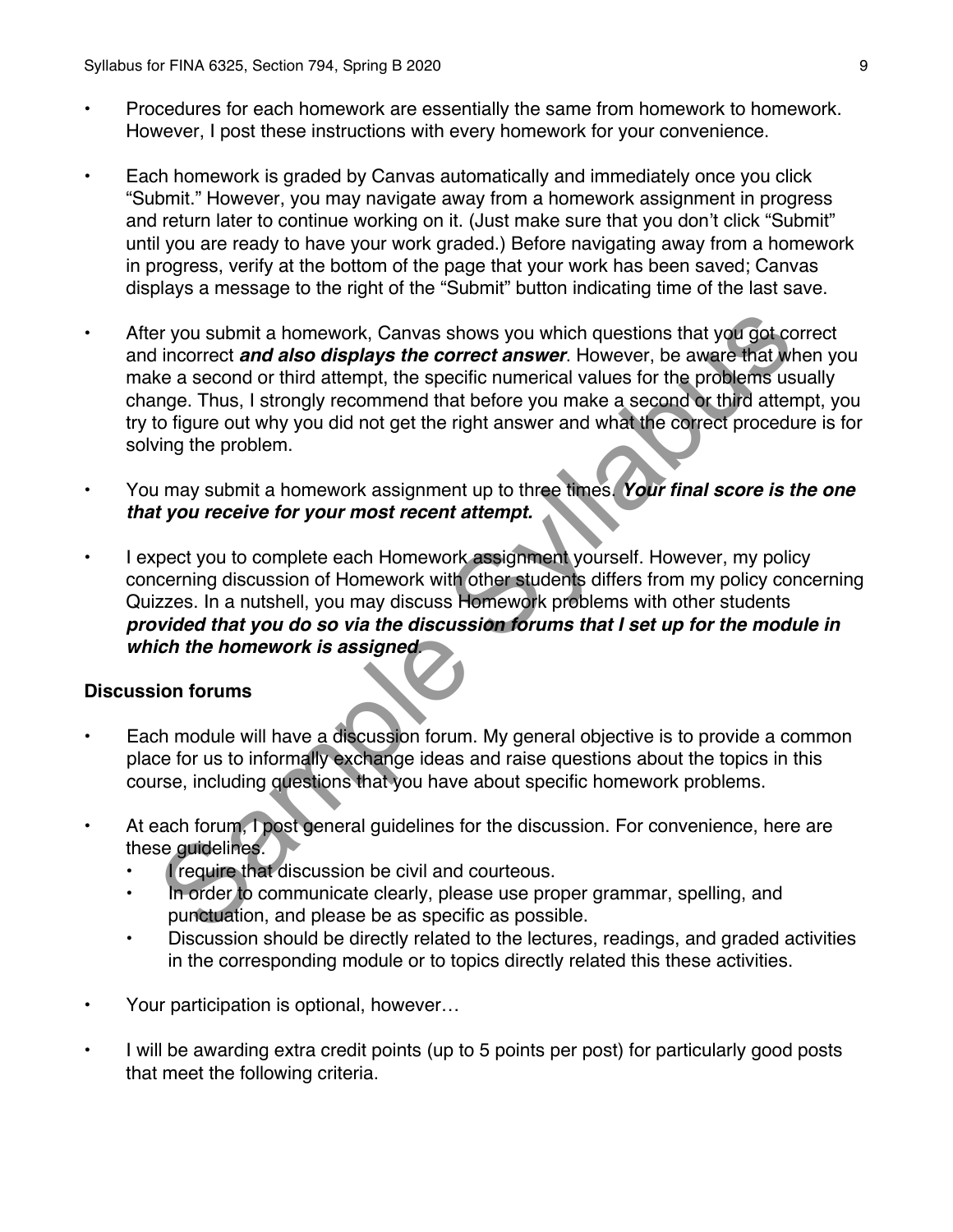- Procedures for each homework are essentially the same from homework to homework. However, I post these instructions with every homework for your convenience.

- Each homework is graded by Canvas automatically and immediately once you click "Submit." However, you may navigate away from a homework assignment in progress and return later to continue working on it. (Just make sure that you don't click "Submit" until you are ready to have your work graded.) Before navigating away from a homework in progress, verify at the bottom of the page that your work has been saved; Canvas displays a message to the right of the "Submit" button indicating time of the last save.

- After you submit a homework, Canvas shows you which questions that you got correct and incorrect ***and also displays the correct answer***. However, be aware that when you make a second or third attempt, the specific numerical values for the problems usually change. Thus, I strongly recommend that before you make a second or third attempt, you try to figure out why you did not get the right answer and what the correct procedure is for solving the problem.

- You may submit a homework assignment up to three times. ***Your final score is the one that you receive for your most recent attempt.***

- I expect you to complete each Homework assignment yourself. However, my policy concerning discussion of Homework with other students differs from my policy concerning Quizzes. In a nutshell, you may discuss Homework problems with other students ***provided that you do so via the discussion forums that I set up for the module in which the homework is assigned.***

### Discussion forums

- Each module will have a discussion forum. My general objective is to provide a common place for us to informally exchange ideas and raise questions about the topics in this course, including questions that you have about specific homework problems.

- At each forum, I post general guidelines for the discussion. For convenience, here are these guidelines.
  - I require that discussion be civil and courteous.
  - In order to communicate clearly, please use proper grammar, spelling, and punctuation, and please be as specific as possible.
  - Discussion should be directly related to the lectures, readings, and graded activities in the corresponding module or to topics directly related this these activities.

- Your participation is optional, however…

- I will be awarding extra credit points (up to 5 points per post) for particularly good posts that meet the following criteria.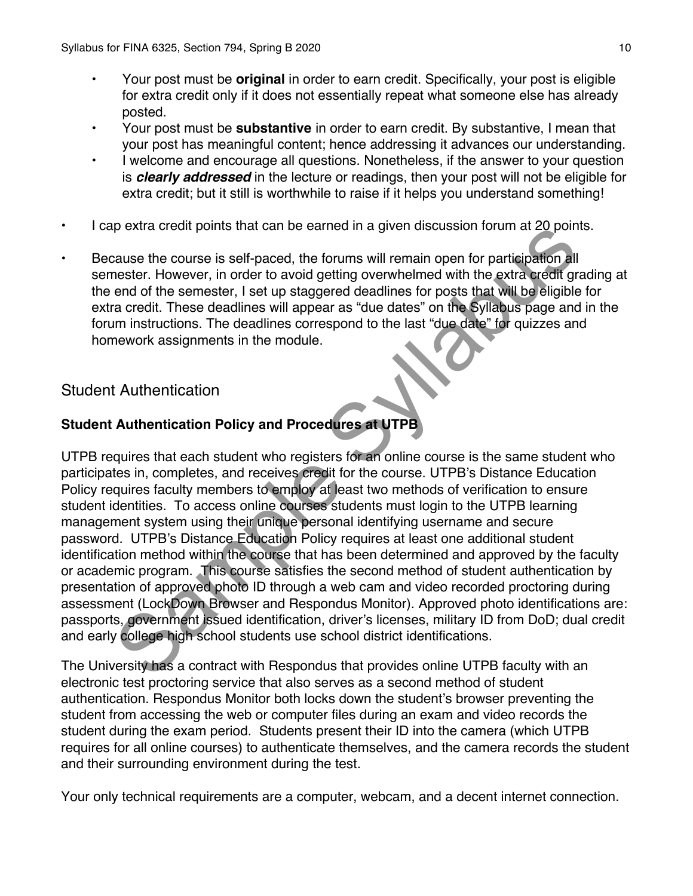- Your post must be **original** in order to earn credit. Specifically, your post is eligible for extra credit only if it does not essentially repeat what someone else has already posted.
  - Your post must be **substantive** in order to earn credit. By substantive, I mean that your post has meaningful content; hence addressing it advances our understanding.
  - I welcome and encourage all questions. Nonetheless, if the answer to your question is ***clearly addressed*** in the lecture or readings, then your post will not be eligible for extra credit; but it still is worthwhile to raise if it helps you understand something!

- I cap extra credit points that can be earned in a given discussion forum at 20 points.
- Because the course is self-paced, the forums will remain open for participation all semester. However, in order to avoid getting overwhelmed with the extra credit grading at the end of the semester, I set up staggered deadlines for posts that will be eligible for extra credit. These deadlines will appear as "due dates" on the Syllabus page and in the forum instructions. The deadlines correspond to the last "due date" for quizzes and homework assignments in the module.

## Student Authentication

### Student Authentication Policy and Procedures at UTPB

UTPB requires that each student who registers for an online course is the same student who participates in, completes, and receives credit for the course. UTPB's Distance Education Policy requires faculty members to employ at least two methods of verification to ensure student identities. To access online courses students must login to the UTPB learning management system using their unique personal identifying username and secure password. UTPB's Distance Education Policy requires at least one additional student identification method within the course that has been determined and approved by the faculty or academic program. This course satisfies the second method of student authentication by presentation of approved photo ID through a web cam and video recorded proctoring during assessment (LockDown Browser and Respondus Monitor). Approved photo identifications are: passports, government issued identification, driver's licenses, military ID from DoD; dual credit and early college high school students use school district identifications.

The University has a contract with Respondus that provides online UTPB faculty with an electronic test proctoring service that also serves as a second method of student authentication. Respondus Monitor both locks down the student's browser preventing the student from accessing the web or computer files during an exam and video records the student during the exam period. Students present their ID into the camera (which UTPB requires for all online courses) to authenticate themselves, and the camera records the student and their surrounding environment during the test.

Your only technical requirements are a computer, webcam, and a decent internet connection.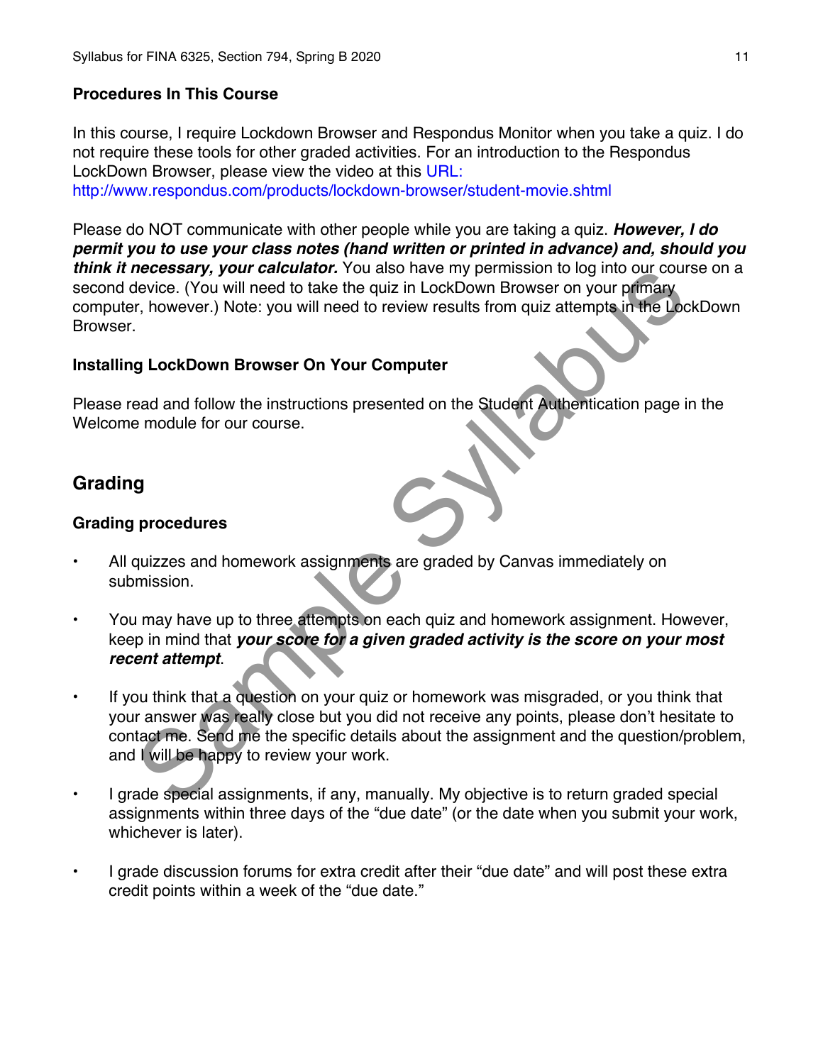### Procedures In This Course

In this course, I require Lockdown Browser and Respondus Monitor when you take a quiz. I do not require these tools for other graded activities. For an introduction to the Respondus LockDown Browser, please view the video at this URL: http://www.respondus.com/products/lockdown-browser/student-movie.shtml

Please do NOT communicate with other people while you are taking a quiz. ***However, I do permit you to use your class notes (hand written or printed in advance) and, should you think it necessary, your calculator.*** You also have my permission to log into our course on a second device. (You will need to take the quiz in LockDown Browser on your primary computer, however.) Note: you will need to review results from quiz attempts in the LockDown Browser.

### Installing LockDown Browser On Your Computer

Please read and follow the instructions presented on the Student Authentication page in the Welcome module for our course.

## Grading

### Grading procedures

- All quizzes and homework assignments are graded by Canvas immediately on submission.
- You may have up to three attempts on each quiz and homework assignment. However, keep in mind that ***your score for a given graded activity is the score on your most recent attempt***.
- If you think that a question on your quiz or homework was misgraded, or you think that your answer was really close but you did not receive any points, please don't hesitate to contact me. Send me the specific details about the assignment and the question/problem, and I will be happy to review your work.
- I grade special assignments, if any, manually. My objective is to return graded special assignments within three days of the "due date" (or the date when you submit your work, whichever is later).
- I grade discussion forums for extra credit after their "due date" and will post these extra credit points within a week of the "due date."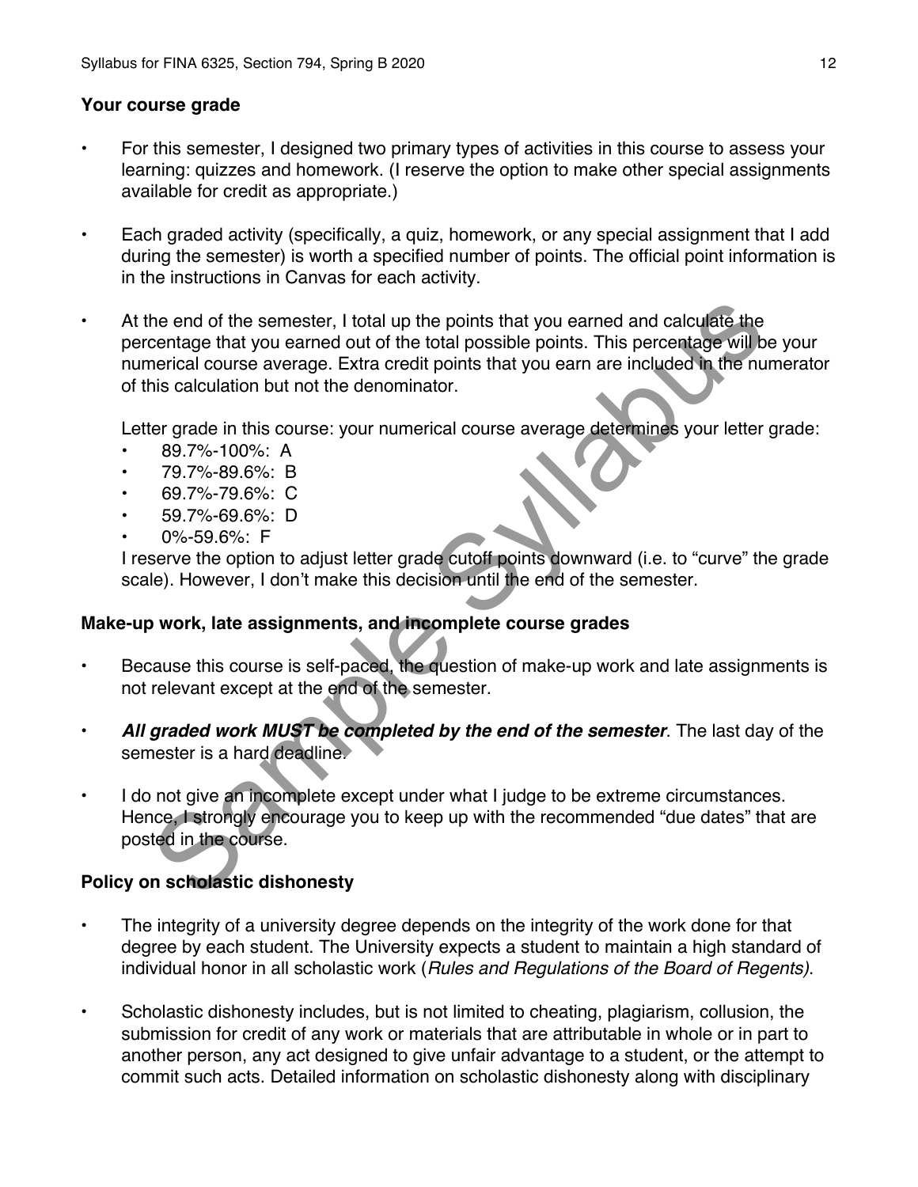**Your course grade**

- For this semester, I designed two primary types of activities in this course to assess your learning: quizzes and homework. (I reserve the option to make other special assignments available for credit as appropriate.)

- Each graded activity (specifically, a quiz, homework, or any special assignment that I add during the semester) is worth a specified number of points. The official point information is in the instructions in Canvas for each activity.

- At the end of the semester, I total up the points that you earned and calculate the percentage that you earned out of the total possible points. This percentage will be your numerical course average. Extra credit points that you earn are included in the numerator of this calculation but not the denominator.

  Letter grade in this course: your numerical course average determines your letter grade:
  - 89.7%-100%: A
  - 79.7%-89.6%: B
  - 69.7%-79.6%: C
  - 59.7%-69.6%: D
  - 0%-59.6%: F

  I reserve the option to adjust letter grade cutoff points downward (i.e. to "curve" the grade scale). However, I don't make this decision until the end of the semester.

**Make-up work, late assignments, and incomplete course grades**

- Because this course is self-paced, the question of make-up work and late assignments is not relevant except at the end of the semester.

- ***All graded work MUST be completed by the end of the semester***. The last day of the semester is a hard deadline.

- I do not give an incomplete except under what I judge to be extreme circumstances. Hence, I strongly encourage you to keep up with the recommended "due dates" that are posted in the course.

**Policy on scholastic dishonesty**

- The integrity of a university degree depends on the integrity of the work done for that degree by each student. The University expects a student to maintain a high standard of individual honor in all scholastic work (*Rules and Regulations of the Board of Regents)*.

- Scholastic dishonesty includes, but is not limited to cheating, plagiarism, collusion, the submission for credit of any work or materials that are attributable in whole or in part to another person, any act designed to give unfair advantage to a student, or the attempt to commit such acts. Detailed information on scholastic dishonesty along with disciplinary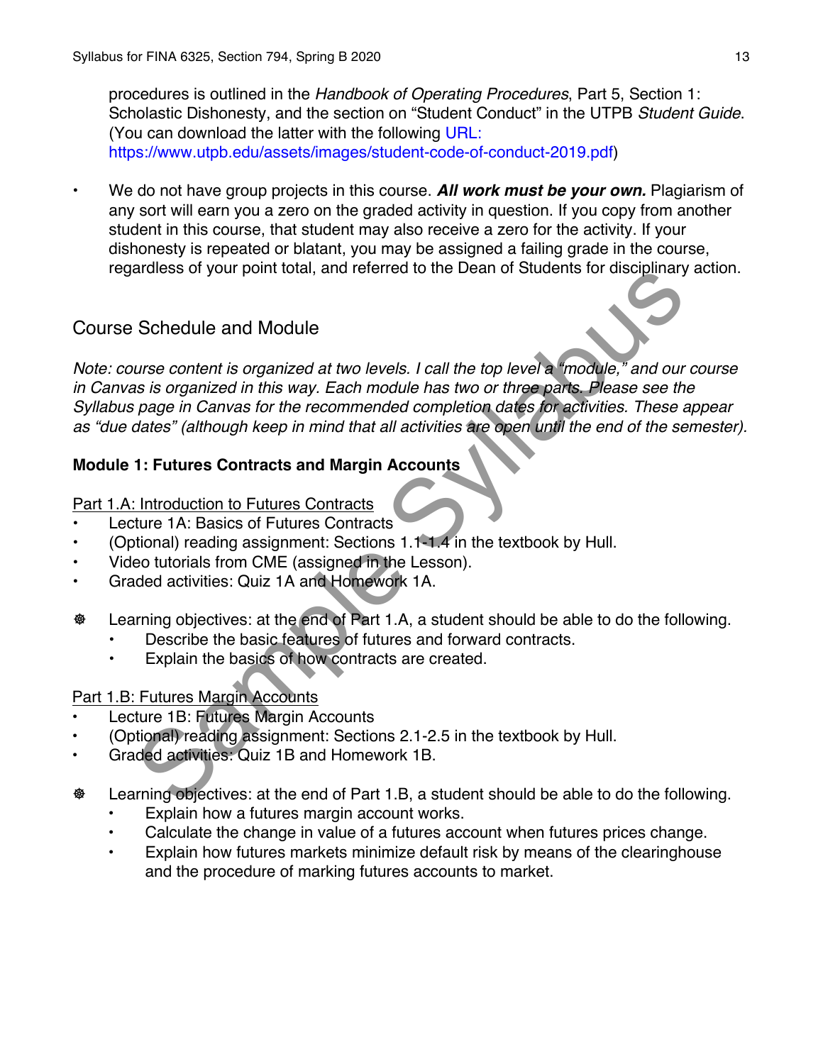procedures is outlined in the *Handbook of Operating Procedures*, Part 5, Section 1: Scholastic Dishonesty, and the section on "Student Conduct" in the UTPB *Student Guide*. (You can download the latter with the following URL: https://www.utpb.edu/assets/images/student-code-of-conduct-2019.pdf)

- We do not have group projects in this course. ***All work must be your own.*** Plagiarism of any sort will earn you a zero on the graded activity in question. If you copy from another student in this course, that student may also receive a zero for the activity. If your dishonesty is repeated or blatant, you may be assigned a failing grade in the course, regardless of your point total, and referred to the Dean of Students for disciplinary action.

## Course Schedule and Module

*Note: course content is organized at two levels. I call the top level a "module," and our course in Canvas is organized in this way. Each module has two or three parts. Please see the Syllabus page in Canvas for the recommended completion dates for activities. These appear as "due dates" (although keep in mind that all activities are open until the end of the semester).*

### Module 1: Futures Contracts and Margin Accounts

Part 1.A: Introduction to Futures Contracts

- Lecture 1A: Basics of Futures Contracts
- (Optional) reading assignment: Sections 1.1-1.4 in the textbook by Hull.
- Video tutorials from CME (assigned in the Lesson).
- Graded activities: Quiz 1A and Homework 1A.

☸ Learning objectives: at the end of Part 1.A, a student should be able to do the following.
  - Describe the basic features of futures and forward contracts.
  - Explain the basics of how contracts are created.

Part 1.B: Futures Margin Accounts

- Lecture 1B: Futures Margin Accounts
- (Optional) reading assignment: Sections 2.1-2.5 in the textbook by Hull.
- Graded activities: Quiz 1B and Homework 1B.

☸ Learning objectives: at the end of Part 1.B, a student should be able to do the following.
  - Explain how a futures margin account works.
  - Calculate the change in value of a futures account when futures prices change.
  - Explain how futures markets minimize default risk by means of the clearinghouse and the procedure of marking futures accounts to market.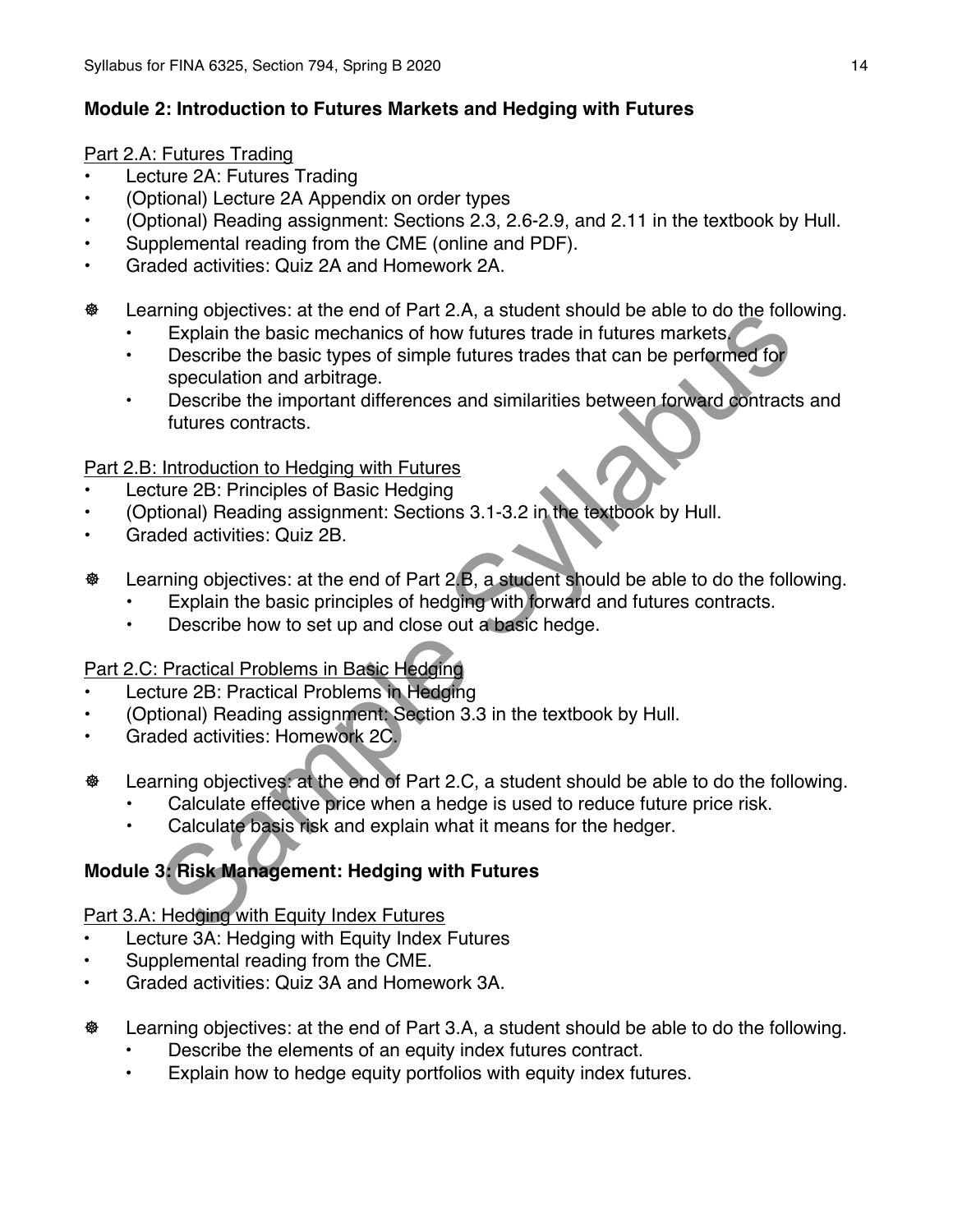## Module 2: Introduction to Futures Markets and Hedging with Futures

Part 2.A: Futures Trading

- Lecture 2A: Futures Trading
- (Optional) Lecture 2A Appendix on order types
- (Optional) Reading assignment: Sections 2.3, 2.6-2.9, and 2.11 in the textbook by Hull.
- Supplemental reading from the CME (online and PDF).
- Graded activities: Quiz 2A and Homework 2A.

☸ Learning objectives: at the end of Part 2.A, a student should be able to do the following.
  - Explain the basic mechanics of how futures trade in futures markets.
  - Describe the basic types of simple futures trades that can be performed for speculation and arbitrage.
  - Describe the important differences and similarities between forward contracts and futures contracts.

Part 2.B: Introduction to Hedging with Futures

- Lecture 2B: Principles of Basic Hedging
- (Optional) Reading assignment: Sections 3.1-3.2 in the textbook by Hull.
- Graded activities: Quiz 2B.

☸ Learning objectives: at the end of Part 2.B, a student should be able to do the following.
  - Explain the basic principles of hedging with forward and futures contracts.
  - Describe how to set up and close out a basic hedge.

Part 2.C: Practical Problems in Basic Hedging

- Lecture 2B: Practical Problems in Hedging
- (Optional) Reading assignment: Section 3.3 in the textbook by Hull.
- Graded activities: Homework 2C.

☸ Learning objectives: at the end of Part 2.C, a student should be able to do the following.
  - Calculate effective price when a hedge is used to reduce future price risk.
  - Calculate basis risk and explain what it means for the hedger.

## Module 3: Risk Management: Hedging with Futures

Part 3.A: Hedging with Equity Index Futures

- Lecture 3A: Hedging with Equity Index Futures
- Supplemental reading from the CME.
- Graded activities: Quiz 3A and Homework 3A.

☸ Learning objectives: at the end of Part 3.A, a student should be able to do the following.
  - Describe the elements of an equity index futures contract.
  - Explain how to hedge equity portfolios with equity index futures.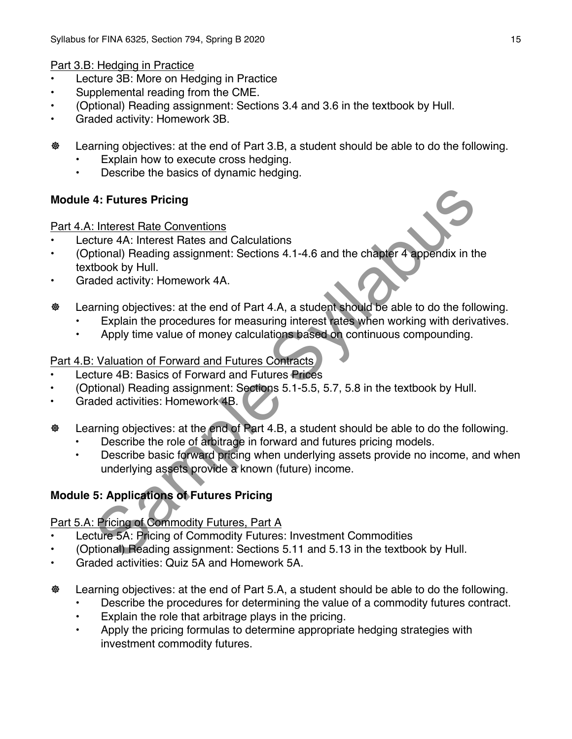Part 3.B: Hedging in Practice

- Lecture 3B: More on Hedging in Practice
- Supplemental reading from the CME.
- (Optional) Reading assignment: Sections 3.4 and 3.6 in the textbook by Hull.
- Graded activity: Homework 3B.

☸ Learning objectives: at the end of Part 3.B, a student should be able to do the following.
  - Explain how to execute cross hedging.
  - Describe the basics of dynamic hedging.

**Module 4: Futures Pricing**

Part 4.A: Interest Rate Conventions

- Lecture 4A: Interest Rates and Calculations
- (Optional) Reading assignment: Sections 4.1-4.6 and the chapter 4 appendix in the textbook by Hull.
- Graded activity: Homework 4A.

☸ Learning objectives: at the end of Part 4.A, a student should be able to do the following.
  - Explain the procedures for measuring interest rates when working with derivatives.
  - Apply time value of money calculations based on continuous compounding.

Part 4.B: Valuation of Forward and Futures Contracts

- Lecture 4B: Basics of Forward and Futures Prices
- (Optional) Reading assignment: Sections 5.1-5.5, 5.7, 5.8 in the textbook by Hull.
- Graded activities: Homework 4B.

☸ Learning objectives: at the end of Part 4.B, a student should be able to do the following.
  - Describe the role of arbitrage in forward and futures pricing models.
  - Describe basic forward pricing when underlying assets provide no income, and when underlying assets provide a known (future) income.

**Module 5: Applications of Futures Pricing**

Part 5.A: Pricing of Commodity Futures, Part A

- Lecture 5A: Pricing of Commodity Futures: Investment Commodities
- (Optional) Reading assignment: Sections 5.11 and 5.13 in the textbook by Hull.
- Graded activities: Quiz 5A and Homework 5A.

☸ Learning objectives: at the end of Part 5.A, a student should be able to do the following.
  - Describe the procedures for determining the value of a commodity futures contract.
  - Explain the role that arbitrage plays in the pricing.
  - Apply the pricing formulas to determine appropriate hedging strategies with investment commodity futures.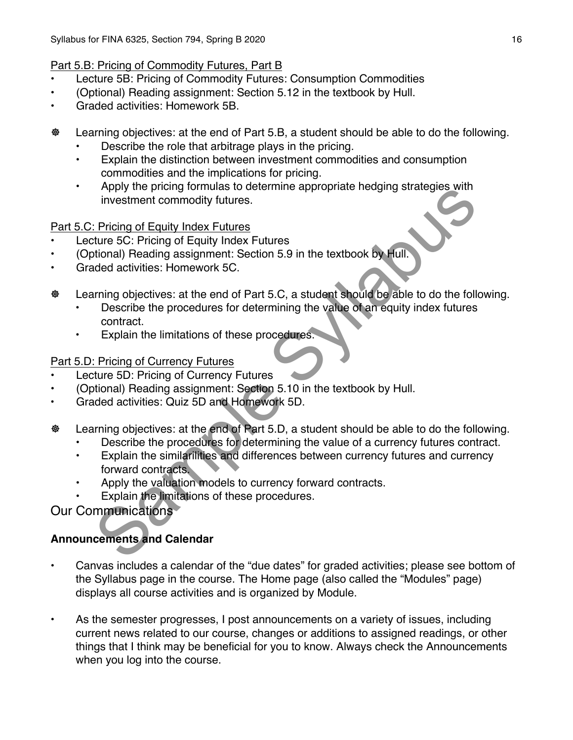Part 5.B: Pricing of Commodity Futures, Part B

- Lecture 5B: Pricing of Commodity Futures: Consumption Commodities
- (Optional) Reading assignment: Section 5.12 in the textbook by Hull.
- Graded activities: Homework 5B.

☸ Learning objectives: at the end of Part 5.B, a student should be able to do the following.

  - Describe the role that arbitrage plays in the pricing.
  - Explain the distinction between investment commodities and consumption commodities and the implications for pricing.
  - Apply the pricing formulas to determine appropriate hedging strategies with investment commodity futures.

Part 5.C: Pricing of Equity Index Futures

- Lecture 5C: Pricing of Equity Index Futures
- (Optional) Reading assignment: Section 5.9 in the textbook by Hull.
- Graded activities: Homework 5C.

☸ Learning objectives: at the end of Part 5.C, a student should be able to do the following.

  - Describe the procedures for determining the value of an equity index futures contract.
  - Explain the limitations of these procedures.

Part 5.D: Pricing of Currency Futures

- Lecture 5D: Pricing of Currency Futures
- (Optional) Reading assignment: Section 5.10 in the textbook by Hull.
- Graded activities: Quiz 5D and Homework 5D.

☸ Learning objectives: at the end of Part 5.D, a student should be able to do the following.

  - Describe the procedures for determining the value of a currency futures contract.
  - Explain the similarilities and differences between currency futures and currency forward contracts.
  - Apply the valuation models to currency forward contracts.
  - Explain the limitations of these procedures.

## Our Communications

### Announcements and Calendar

- Canvas includes a calendar of the "due dates" for graded activities; please see bottom of the Syllabus page in the course. The Home page (also called the "Modules" page) displays all course activities and is organized by Module.

- As the semester progresses, I post announcements on a variety of issues, including current news related to our course, changes or additions to assigned readings, or other things that I think may be beneficial for you to know. Always check the Announcements when you log into the course.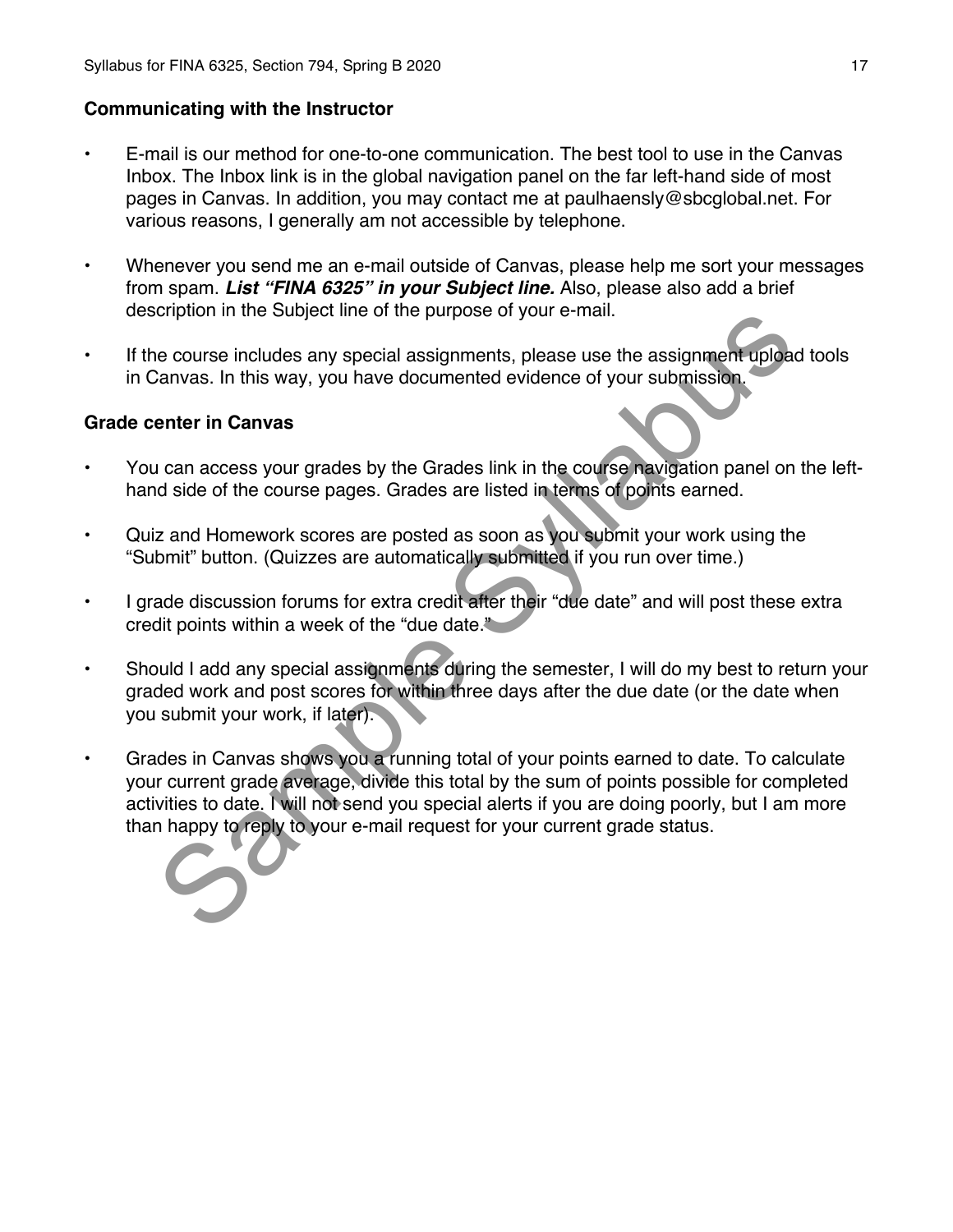### Communicating with the Instructor

- E-mail is our method for one-to-one communication. The best tool to use in the Canvas Inbox. The Inbox link is in the global navigation panel on the far left-hand side of most pages in Canvas. In addition, you may contact me at paulhaensly@sbcglobal.net. For various reasons, I generally am not accessible by telephone.

- Whenever you send me an e-mail outside of Canvas, please help me sort your messages from spam. ***List "FINA 6325" in your Subject line.*** Also, please also add a brief description in the Subject line of the purpose of your e-mail.

- If the course includes any special assignments, please use the assignment upload tools in Canvas. In this way, you have documented evidence of your submission.

### Grade center in Canvas

- You can access your grades by the Grades link in the course navigation panel on the left-hand side of the course pages. Grades are listed in terms of points earned.

- Quiz and Homework scores are posted as soon as you submit your work using the "Submit" button. (Quizzes are automatically submitted if you run over time.)

- I grade discussion forums for extra credit after their "due date" and will post these extra credit points within a week of the "due date."

- Should I add any special assignments during the semester, I will do my best to return your graded work and post scores for within three days after the due date (or the date when you submit your work, if later).

- Grades in Canvas shows you a running total of your points earned to date. To calculate your current grade average, divide this total by the sum of points possible for completed activities to date. I will not send you special alerts if you are doing poorly, but I am more than happy to reply to your e-mail request for your current grade status.